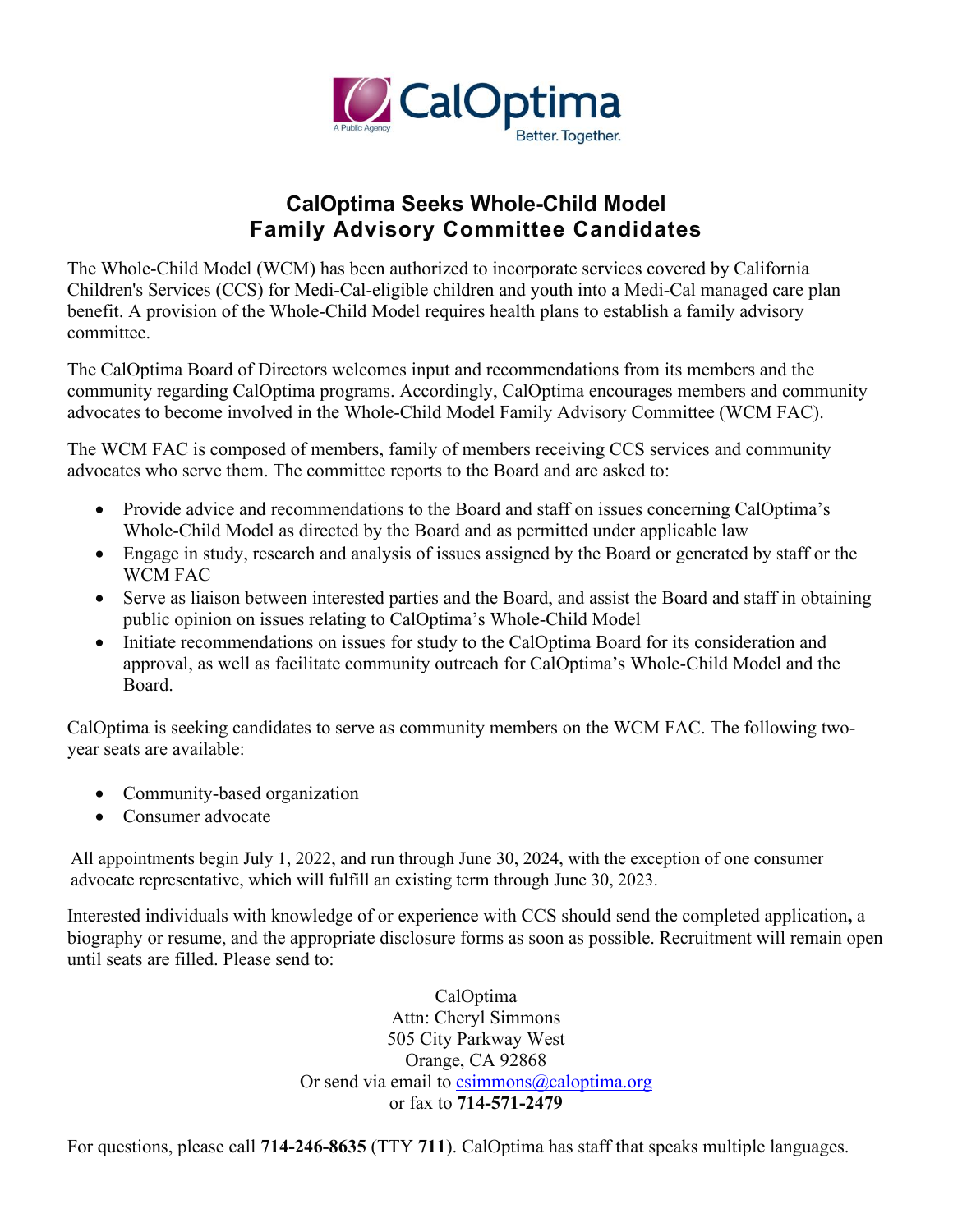CalOptima
A Public Agency
Better. Together.

# CalOptima Seeks Whole-Child Model Family Advisory Committee Candidates

The Whole-Child Model (WCM) has been authorized to incorporate services covered by California Children's Services (CCS) for Medi-Cal-eligible children and youth into a Medi-Cal managed care plan benefit. A provision of the Whole-Child Model requires health plans to establish a family advisory committee.

The CalOptima Board of Directors welcomes input and recommendations from its members and the community regarding CalOptima programs. Accordingly, CalOptima encourages members and community advocates to become involved in the Whole-Child Model Family Advisory Committee (WCM FAC).

The WCM FAC is composed of members, family of members receiving CCS services and community advocates who serve them. The committee reports to the Board and are asked to:

- Provide advice and recommendations to the Board and staff on issues concerning CalOptima's Whole-Child Model as directed by the Board and as permitted under applicable law
- Engage in study, research and analysis of issues assigned by the Board or generated by staff or the WCM FAC
- Serve as liaison between interested parties and the Board, and assist the Board and staff in obtaining public opinion on issues relating to CalOptima's Whole-Child Model
- Initiate recommendations on issues for study to the CalOptima Board for its consideration and approval, as well as facilitate community outreach for CalOptima's Whole-Child Model and the Board.

CalOptima is seeking candidates to serve as community members on the WCM FAC. The following two-year seats are available:

- Community-based organization
- Consumer advocate

All appointments begin July 1, 2022, and run through June 30, 2024, with the exception of one consumer advocate representative, which will fulfill an existing term through June 30, 2023.

Interested individuals with knowledge of or experience with CCS should send the completed application**,** a biography or resume, and the appropriate disclosure forms as soon as possible. Recruitment will remain open until seats are filled. Please send to:

CalOptima
Attn: Cheryl Simmons
505 City Parkway West
Orange, CA 92868
Or send via email to csimmons@caloptima.org
or fax to **714-571-2479**

For questions, please call **714-246-8635** (TTY **711**). CalOptima has staff that speaks multiple languages.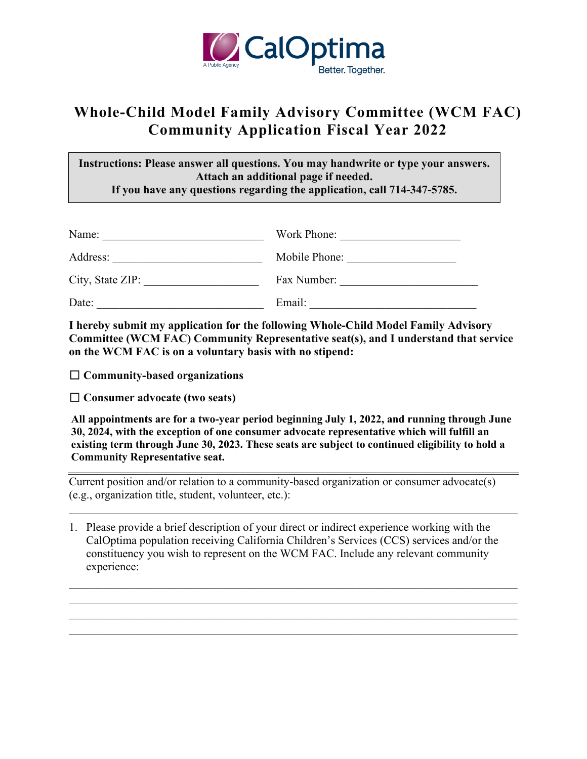# Whole-Child Model Family Advisory Committee (WCM FAC) Community Application Fiscal Year 2022

**Instructions: Please answer all questions. You may handwrite or type your answers. Attach an additional page if needed. If you have any questions regarding the application, call 714-347-5785.**

Name: ____________________________ Work Phone: _____________________

Address: __________________________ Mobile Phone: ___________________

City, State ZIP: ____________________ Fax Number: ________________________

Date: _____________________________ Email: _____________________________

**I hereby submit my application for the following Whole-Child Model Family Advisory Committee (WCM FAC) Community Representative seat(s), and I understand that service on the WCM FAC is on a voluntary basis with no stipend:**

☐ **Community-based organizations**

☐ **Consumer advocate (two seats)**

**All appointments are for a two-year period beginning July 1, 2022, and running through June 30, 2024, with the exception of one consumer advocate representative which will fulfill an existing term through June 30, 2023. These seats are subject to continued eligibility to hold a Community Representative seat.**

---

Current position and/or relation to a community-based organization or consumer advocate(s) (e.g., organization title, student, volunteer, etc.):

______________________________________________________________________________

1. Please provide a brief description of your direct or indirect experience working with the CalOptima population receiving California Children's Services (CCS) services and/or the constituency you wish to represent on the WCM FAC. Include any relevant community experience:

______________________________________________________________________________
______________________________________________________________________________
______________________________________________________________________________
______________________________________________________________________________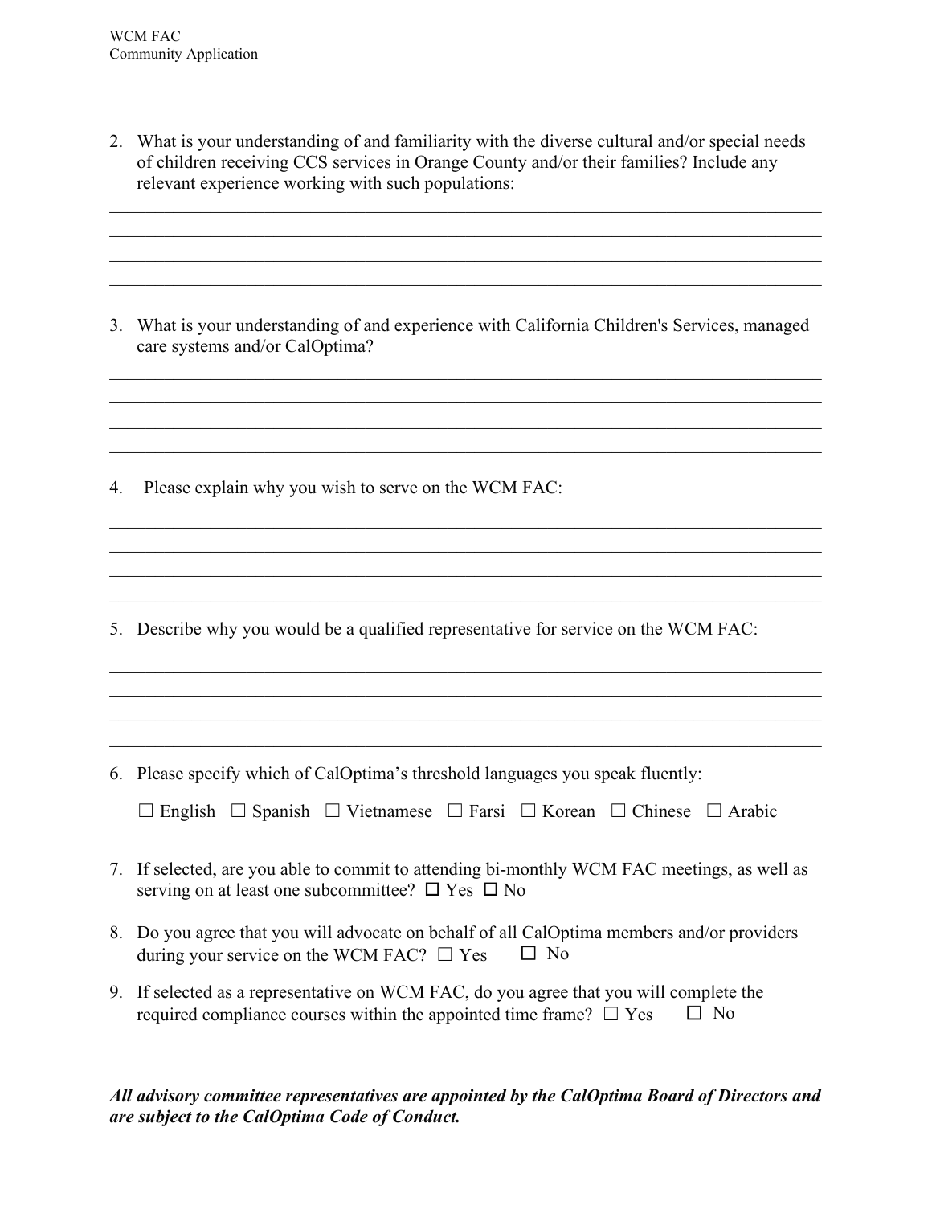2. What is your understanding of and familiarity with the diverse cultural and/or special needs of children receiving CCS services in Orange County and/or their families? Include any relevant experience working with such populations:

____________________________________________________________________________
____________________________________________________________________________
____________________________________________________________________________
____________________________________________________________________________

3. What is your understanding of and experience with California Children's Services, managed care systems and/or CalOptima?

____________________________________________________________________________
____________________________________________________________________________
____________________________________________________________________________
____________________________________________________________________________

4. Please explain why you wish to serve on the WCM FAC:

____________________________________________________________________________
____________________________________________________________________________
____________________________________________________________________________
____________________________________________________________________________

5. Describe why you would be a qualified representative for service on the WCM FAC:

____________________________________________________________________________
____________________________________________________________________________
____________________________________________________________________________
____________________________________________________________________________

6. Please specify which of CalOptima's threshold languages you speak fluently:

   ☐ English ☐ Spanish ☐ Vietnamese ☐ Farsi ☐ Korean ☐ Chinese ☐ Arabic

7. If selected, are you able to commit to attending bi-monthly WCM FAC meetings, as well as serving on at least one subcommittee? ☐ Yes ☐ No

8. Do you agree that you will advocate on behalf of all CalOptima members and/or providers during your service on the WCM FAC? ☐ Yes ☐ No

9. If selected as a representative on WCM FAC, do you agree that you will complete the required compliance courses within the appointed time frame? ☐ Yes ☐ No

***All advisory committee representatives are appointed by the CalOptima Board of Directors and are subject to the CalOptima Code of Conduct.***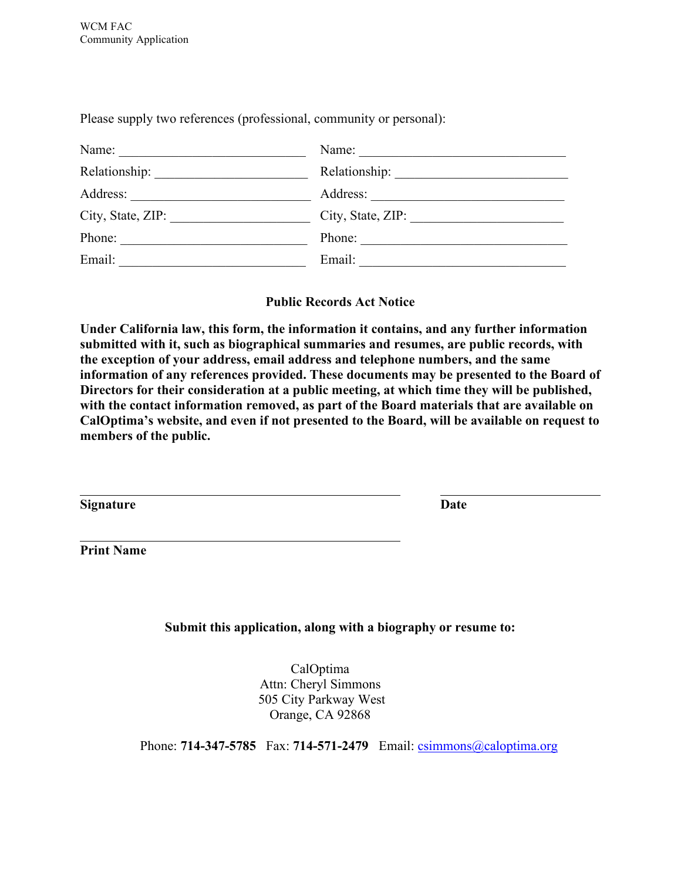Please supply two references (professional, community or personal):

| | |
|---|---|
| Name: ____________________________ | Name: _______________________________ |
| Relationship: _______________________ | Relationship: __________________________ |
| Address: ___________________________ | Address: _____________________________ |
| City, State, ZIP: _____________________ | City, State, ZIP: ______________________ |
| Phone: ____________________________ | Phone: ______________________________ |
| Email: ____________________________ | Email: _______________________________ |

**Public Records Act Notice**

**Under California law, this form, the information it contains, and any further information submitted with it, such as biographical summaries and resumes, are public records, with the exception of your address, email address and telephone numbers, and the same information of any references provided. These documents may be presented to the Board of Directors for their consideration at a public meeting, at which time they will be published, with the contact information removed, as part of the Board materials that are available on CalOptima's website, and even if not presented to the Board, will be available on request to members of the public.**

_______________________________________________ ________________________

**Signature** **Date**

_______________________________________________

**Print Name**

**Submit this application, along with a biography or resume to:**

CalOptima
Attn: Cheryl Simmons
505 City Parkway West
Orange, CA 92868

Phone: **714-347-5785** Fax: **714-571-2479** Email: csimmons@caloptima.org